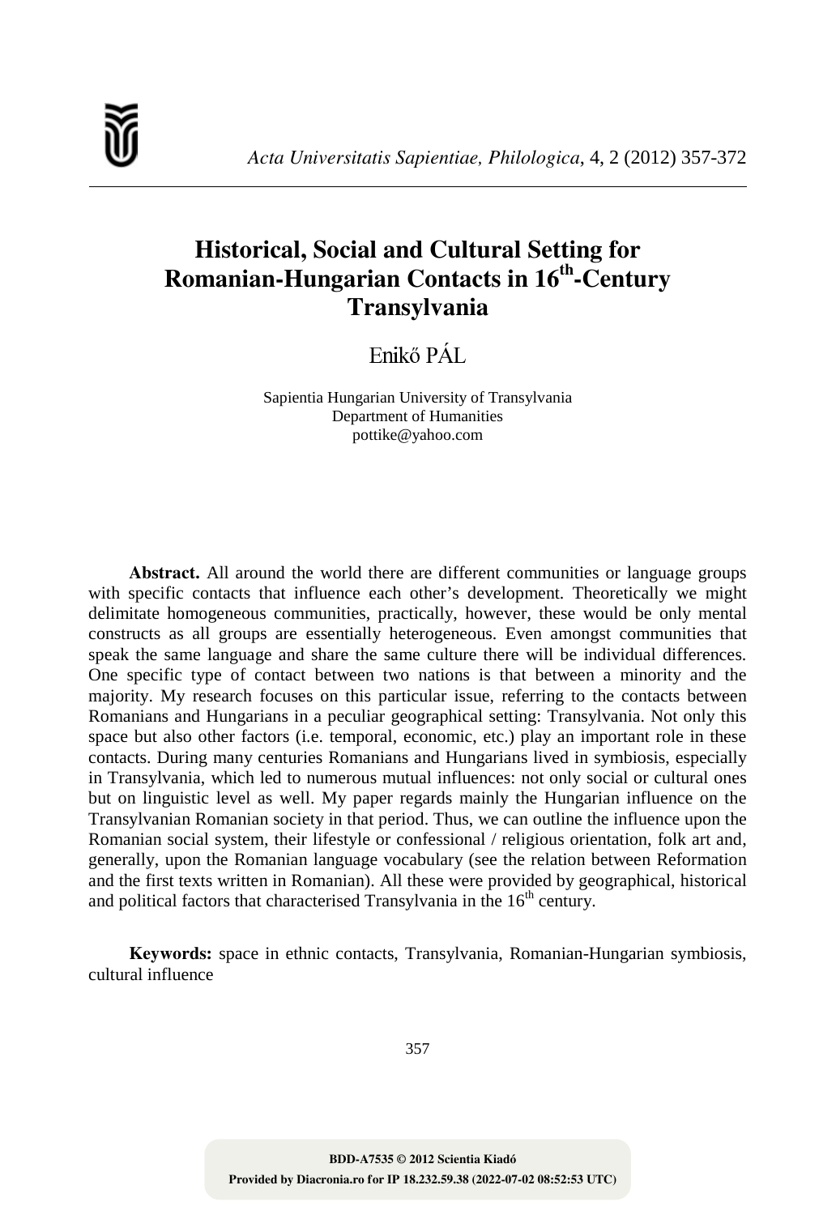# Historical, Social and Cultural Setting for Romanian-Hungarian Contacts in 16th-Century Transylvania

Enikő PÁL

Sapientia Hungarian University of Transylvania
Department of Humanities
pottike@yahoo.com

**Abstract.** All around the world there are different communities or language groups with specific contacts that influence each other's development. Theoretically we might delimitate homogeneous communities, practically, however, these would be only mental constructs as all groups are essentially heterogeneous. Even amongst communities that speak the same language and share the same culture there will be individual differences. One specific type of contact between two nations is that between a minority and the majority. My research focuses on this particular issue, referring to the contacts between Romanians and Hungarians in a peculiar geographical setting: Transylvania. Not only this space but also other factors (i.e. temporal, economic, etc.) play an important role in these contacts. During many centuries Romanians and Hungarians lived in symbiosis, especially in Transylvania, which led to numerous mutual influences: not only social or cultural ones but on linguistic level as well. My paper regards mainly the Hungarian influence on the Transylvanian Romanian society in that period. Thus, we can outline the influence upon the Romanian social system, their lifestyle or confessional / religious orientation, folk art and, generally, upon the Romanian language vocabulary (see the relation between Reformation and the first texts written in Romanian). All these were provided by geographical, historical and political factors that characterised Transylvania in the 16th century.

**Keywords:** space in ethnic contacts, Transylvania, Romanian-Hungarian symbiosis, cultural influence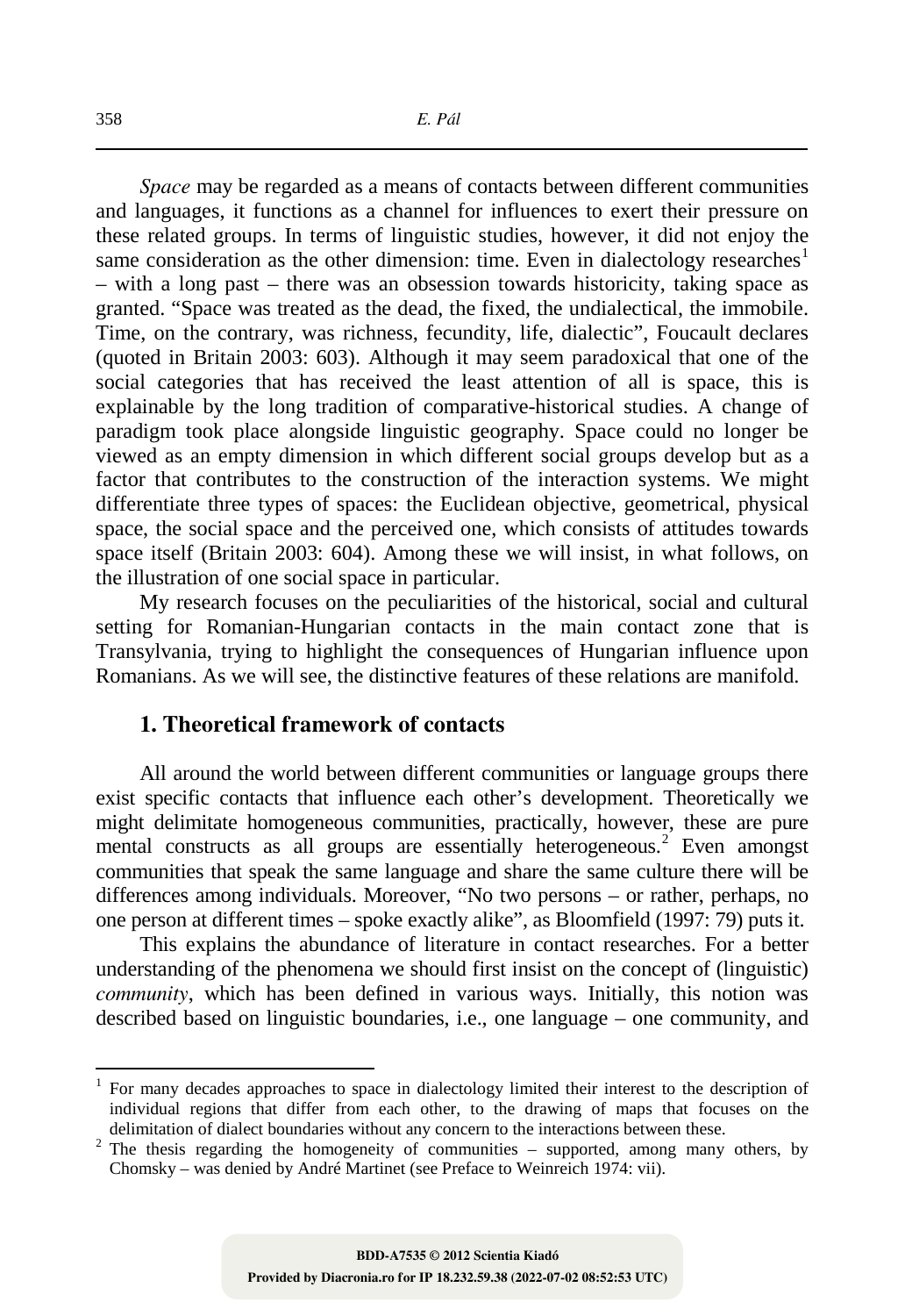*Space* may be regarded as a means of contacts between different communities and languages, it functions as a channel for influences to exert their pressure on these related groups. In terms of linguistic studies, however, it did not enjoy the same consideration as the other dimension: time. Even in dialectology researches[1] – with a long past – there was an obsession towards historicity, taking space as granted. "Space was treated as the dead, the fixed, the undialectical, the immobile. Time, on the contrary, was richness, fecundity, life, dialectic", Foucault declares (quoted in Britain 2003: 603). Although it may seem paradoxical that one of the social categories that has received the least attention of all is space, this is explainable by the long tradition of comparative-historical studies. A change of paradigm took place alongside linguistic geography. Space could no longer be viewed as an empty dimension in which different social groups develop but as a factor that contributes to the construction of the interaction systems. We might differentiate three types of spaces: the Euclidean objective, geometrical, physical space, the social space and the perceived one, which consists of attitudes towards space itself (Britain 2003: 604). Among these we will insist, in what follows, on the illustration of one social space in particular.

My research focuses on the peculiarities of the historical, social and cultural setting for Romanian-Hungarian contacts in the main contact zone that is Transylvania, trying to highlight the consequences of Hungarian influence upon Romanians. As we will see, the distinctive features of these relations are manifold.

## 1. Theoretical framework of contacts

All around the world between different communities or language groups there exist specific contacts that influence each other's development. Theoretically we might delimitate homogeneous communities, practically, however, these are pure mental constructs as all groups are essentially heterogeneous.[2] Even amongst communities that speak the same language and share the same culture there will be differences among individuals. Moreover, "No two persons – or rather, perhaps, no one person at different times – spoke exactly alike", as Bloomfield (1997: 79) puts it.

This explains the abundance of literature in contact researches. For a better understanding of the phenomena we should first insist on the concept of (linguistic) *community*, which has been defined in various ways. Initially, this notion was described based on linguistic boundaries, i.e., one language – one community, and

---

[1] For many decades approaches to space in dialectology limited their interest to the description of individual regions that differ from each other, to the drawing of maps that focuses on the delimitation of dialect boundaries without any concern to the interactions between these.

[2] The thesis regarding the homogeneity of communities – supported, among many others, by Chomsky – was denied by André Martinet (see Preface to Weinreich 1974: vii).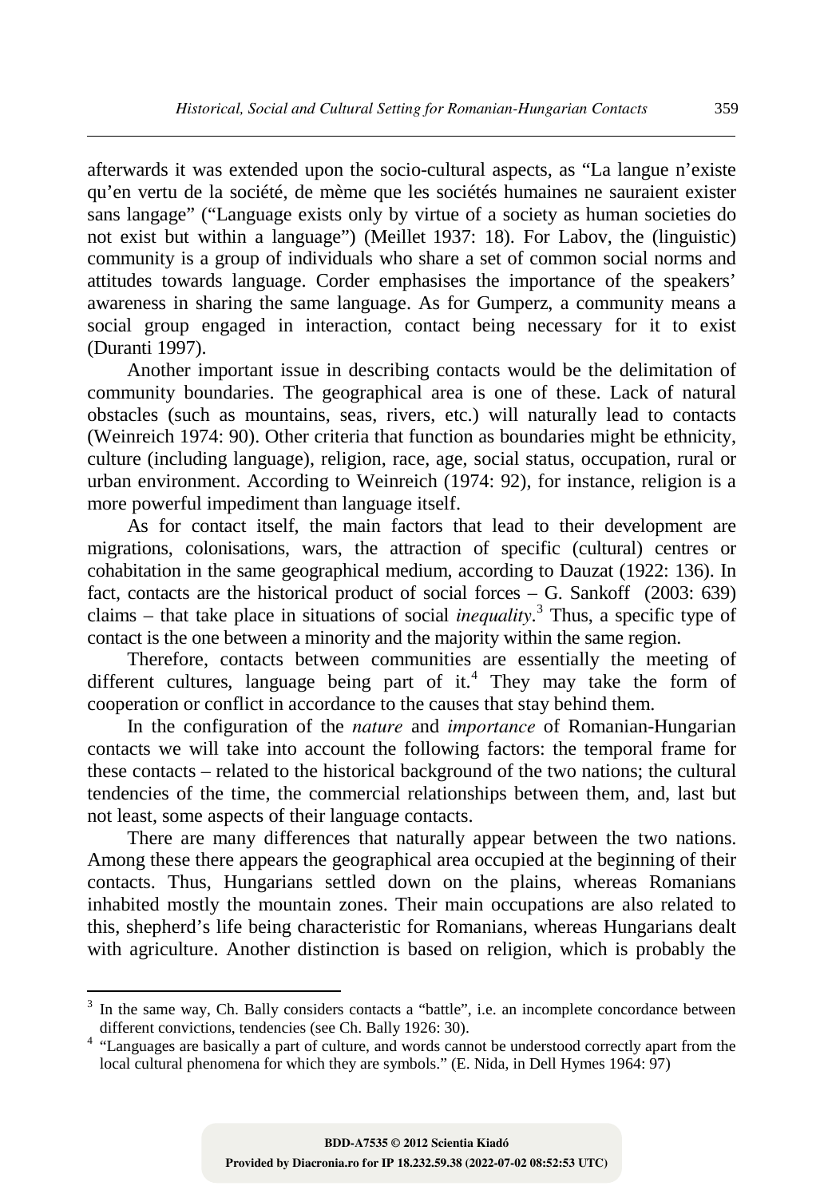afterwards it was extended upon the socio-cultural aspects, as "La langue n'existe qu'en vertu de la société, de mème que les sociétés humaines ne sauraient exister sans langage" ("Language exists only by virtue of a society as human societies do not exist but within a language") (Meillet 1937: 18). For Labov, the (linguistic) community is a group of individuals who share a set of common social norms and attitudes towards language. Corder emphasises the importance of the speakers' awareness in sharing the same language. As for Gumperz, a community means a social group engaged in interaction, contact being necessary for it to exist (Duranti 1997).

Another important issue in describing contacts would be the delimitation of community boundaries. The geographical area is one of these. Lack of natural obstacles (such as mountains, seas, rivers, etc.) will naturally lead to contacts (Weinreich 1974: 90). Other criteria that function as boundaries might be ethnicity, culture (including language), religion, race, age, social status, occupation, rural or urban environment. According to Weinreich (1974: 92), for instance, religion is a more powerful impediment than language itself.

As for contact itself, the main factors that lead to their development are migrations, colonisations, wars, the attraction of specific (cultural) centres or cohabitation in the same geographical medium, according to Dauzat (1922: 136). In fact, contacts are the historical product of social forces – G. Sankoff (2003: 639) claims – that take place in situations of social *inequality*.[3] Thus, a specific type of contact is the one between a minority and the majority within the same region.

Therefore, contacts between communities are essentially the meeting of different cultures, language being part of it.[4] They may take the form of cooperation or conflict in accordance to the causes that stay behind them.

In the configuration of the *nature* and *importance* of Romanian-Hungarian contacts we will take into account the following factors: the temporal frame for these contacts – related to the historical background of the two nations; the cultural tendencies of the time, the commercial relationships between them, and, last but not least, some aspects of their language contacts.

There are many differences that naturally appear between the two nations. Among these there appears the geographical area occupied at the beginning of their contacts. Thus, Hungarians settled down on the plains, whereas Romanians inhabited mostly the mountain zones. Their main occupations are also related to this, shepherd's life being characteristic for Romanians, whereas Hungarians dealt with agriculture. Another distinction is based on religion, which is probably the

---

[3] In the same way, Ch. Bally considers contacts a "battle", i.e. an incomplete concordance between different convictions, tendencies (see Ch. Bally 1926: 30).

[4] "Languages are basically a part of culture, and words cannot be understood correctly apart from the local cultural phenomena for which they are symbols." (E. Nida, in Dell Hymes 1964: 97)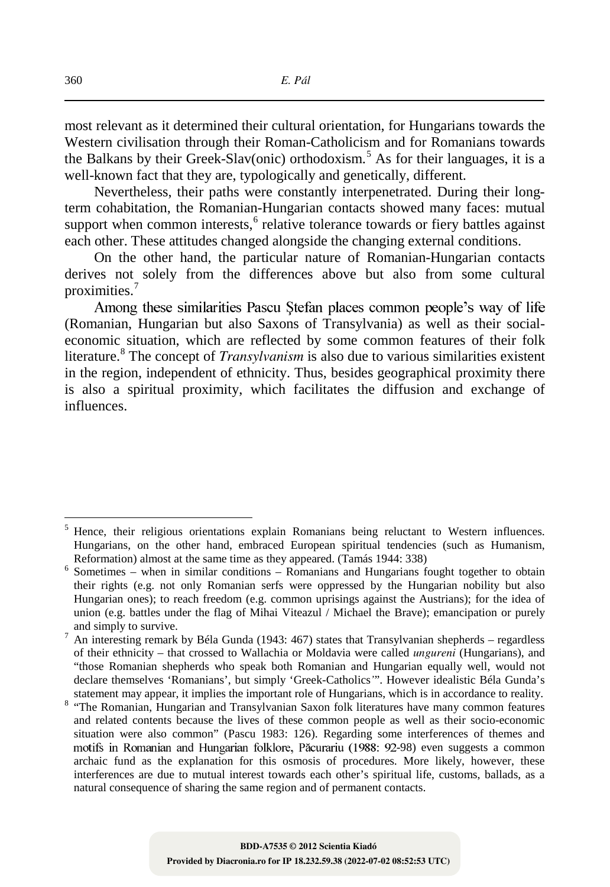most relevant as it determined their cultural orientation, for Hungarians towards the Western civilisation through their Roman-Catholicism and for Romanians towards the Balkans by their Greek-Slav(onic) orthodoxism.[5] As for their languages, it is a well-known fact that they are, typologically and genetically, different.

Nevertheless, their paths were constantly interpenetrated. During their long-term cohabitation, the Romanian-Hungarian contacts showed many faces: mutual support when common interests,[6] relative tolerance towards or fiery battles against each other. These attitudes changed alongside the changing external conditions.

On the other hand, the particular nature of Romanian-Hungarian contacts derives not solely from the differences above but also from some cultural proximities.[7]

Among these similarities Pascu Ştefan places common people's way of life (Romanian, Hungarian but also Saxons of Transylvania) as well as their social-economic situation, which are reflected by some common features of their folk literature.[8] The concept of *Transylvanism* is also due to various similarities existent in the region, independent of ethnicity. Thus, besides geographical proximity there is also a spiritual proximity, which facilitates the diffusion and exchange of influences.

---

[5] Hence, their religious orientations explain Romanians being reluctant to Western influences. Hungarians, on the other hand, embraced European spiritual tendencies (such as Humanism, Reformation) almost at the same time as they appeared. (Tamás 1944: 338)

[6] Sometimes – when in similar conditions – Romanians and Hungarians fought together to obtain their rights (e.g. not only Romanian serfs were oppressed by the Hungarian nobility but also Hungarian ones); to reach freedom (e.g. common uprisings against the Austrians); for the idea of union (e.g. battles under the flag of Mihai Viteazul / Michael the Brave); emancipation or purely and simply to survive.

[7] An interesting remark by Béla Gunda (1943: 467) states that Transylvanian shepherds – regardless of their ethnicity – that crossed to Wallachia or Moldavia were called *ungureni* (Hungarians), and "those Romanian shepherds who speak both Romanian and Hungarian equally well, would not declare themselves 'Romanians', but simply 'Greek-Catholics'". However idealistic Béla Gunda's statement may appear, it implies the important role of Hungarians, which is in accordance to reality.

[8] "The Romanian, Hungarian and Transylvanian Saxon folk literatures have many common features and related contents because the lives of these common people as well as their socio-economic situation were also common" (Pascu 1983: 126). Regarding some interferences of themes and motifs in Romanian and Hungarian folklore, Păcurariu (1988: 92-98) even suggests a common archaic fund as the explanation for this osmosis of procedures. More likely, however, these interferences are due to mutual interest towards each other's spiritual life, customs, ballads, as a natural consequence of sharing the same region and of permanent contacts.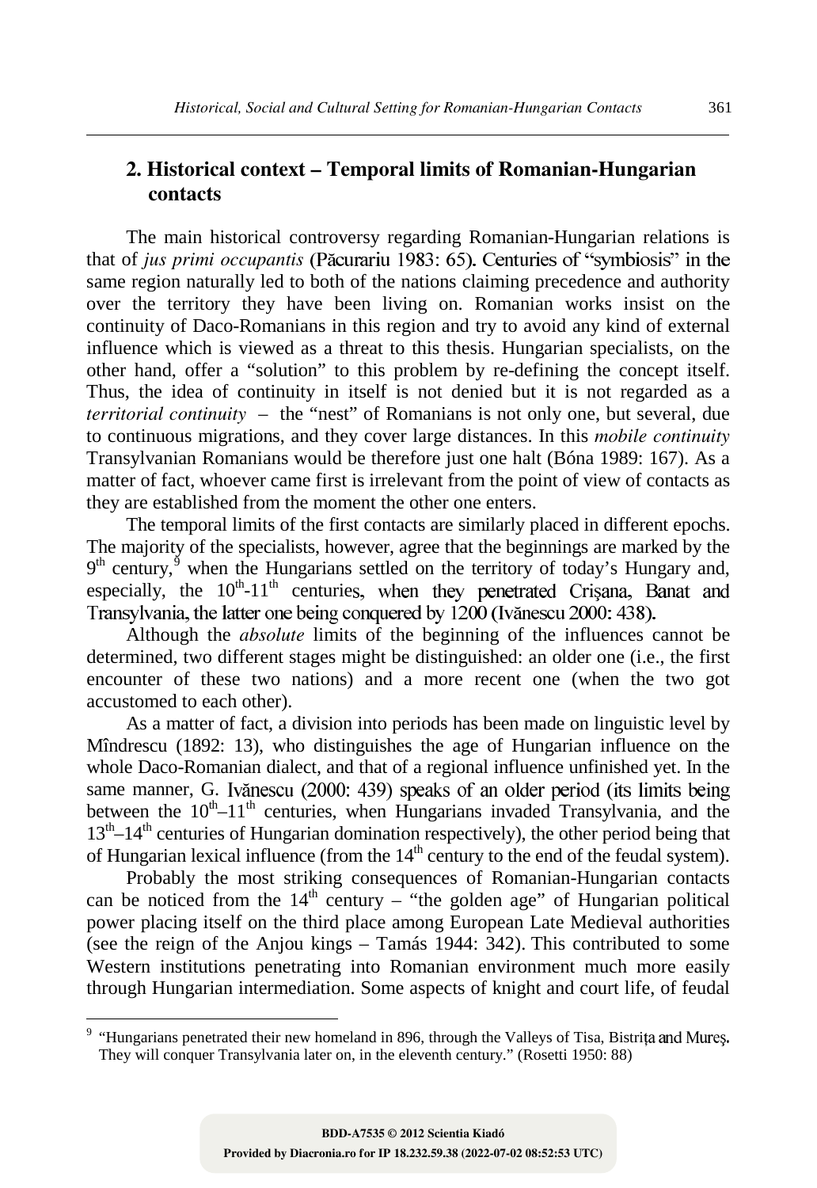## 2. Historical context – Temporal limits of Romanian-Hungarian contacts

The main historical controversy regarding Romanian-Hungarian relations is that of *jus primi occupantis* (Păcurariu 1983: 65). Centuries of "symbiosis" in the same region naturally led to both of the nations claiming precedence and authority over the territory they have been living on. Romanian works insist on the continuity of Daco-Romanians in this region and try to avoid any kind of external influence which is viewed as a threat to this thesis. Hungarian specialists, on the other hand, offer a "solution" to this problem by re-defining the concept itself. Thus, the idea of continuity in itself is not denied but it is not regarded as a *territorial continuity* – the "nest" of Romanians is not only one, but several, due to continuous migrations, and they cover large distances. In this *mobile continuity* Transylvanian Romanians would be therefore just one halt (Bóna 1989: 167). As a matter of fact, whoever came first is irrelevant from the point of view of contacts as they are established from the moment the other one enters.

The temporal limits of the first contacts are similarly placed in different epochs. The majority of the specialists, however, agree that the beginnings are marked by the 9th century,[9] when the Hungarians settled on the territory of today's Hungary and, especially, the 10th-11th centuries, when they penetrated Crișana, Banat and Transylvania, the latter one being conquered by 1200 (Ivănescu 2000: 438).

Although the *absolute* limits of the beginning of the influences cannot be determined, two different stages might be distinguished: an older one (i.e., the first encounter of these two nations) and a more recent one (when the two got accustomed to each other).

As a matter of fact, a division into periods has been made on linguistic level by Mîndrescu (1892: 13), who distinguishes the age of Hungarian influence on the whole Daco-Romanian dialect, and that of a regional influence unfinished yet. In the same manner, G. Ivănescu (2000: 439) speaks of an older period (its limits being between the 10th–11th centuries, when Hungarians invaded Transylvania, and the 13th–14th centuries of Hungarian domination respectively), the other period being that of Hungarian lexical influence (from the 14th century to the end of the feudal system).

Probably the most striking consequences of Romanian-Hungarian contacts can be noticed from the 14th century – "the golden age" of Hungarian political power placing itself on the third place among European Late Medieval authorities (see the reign of the Anjou kings – Tamás 1944: 342). This contributed to some Western institutions penetrating into Romanian environment much more easily through Hungarian intermediation. Some aspects of knight and court life, of feudal

---

[9] "Hungarians penetrated their new homeland in 896, through the Valleys of Tisa, Bistrița and Mureș. They will conquer Transylvania later on, in the eleventh century." (Rosetti 1950: 88)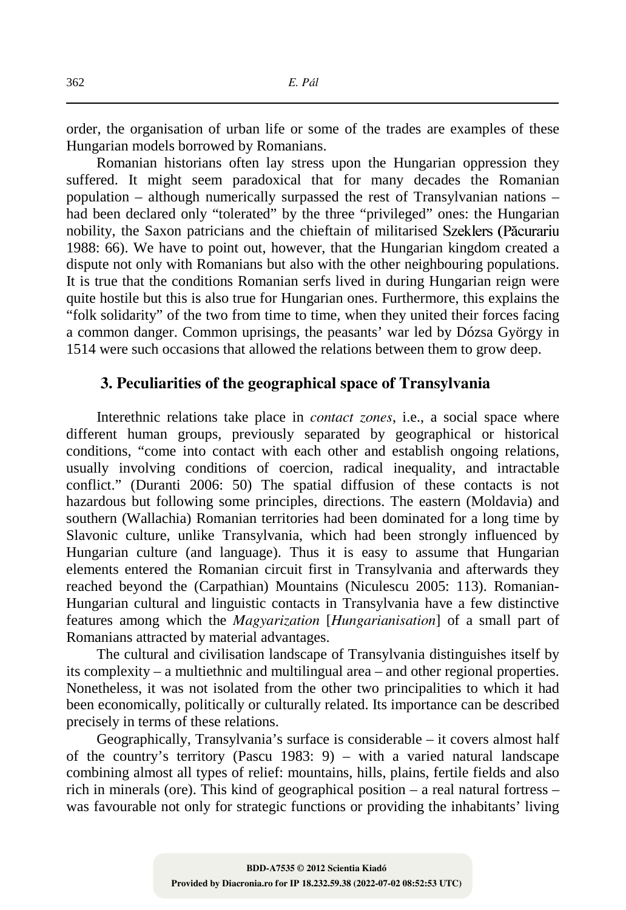order, the organisation of urban life or some of the trades are examples of these Hungarian models borrowed by Romanians.

Romanian historians often lay stress upon the Hungarian oppression they suffered. It might seem paradoxical that for many decades the Romanian population – although numerically surpassed the rest of Transylvanian nations – had been declared only "tolerated" by the three "privileged" ones: the Hungarian nobility, the Saxon patricians and the chieftain of militarised Szeklers (Păcurariu 1988: 66). We have to point out, however, that the Hungarian kingdom created a dispute not only with Romanians but also with the other neighbouring populations. It is true that the conditions Romanian serfs lived in during Hungarian reign were quite hostile but this is also true for Hungarian ones. Furthermore, this explains the "folk solidarity" of the two from time to time, when they united their forces facing a common danger. Common uprisings, the peasants' war led by Dózsa György in 1514 were such occasions that allowed the relations between them to grow deep.

## 3. Peculiarities of the geographical space of Transylvania

Interethnic relations take place in *contact zones*, i.e., a social space where different human groups, previously separated by geographical or historical conditions, "come into contact with each other and establish ongoing relations, usually involving conditions of coercion, radical inequality, and intractable conflict." (Duranti 2006: 50) The spatial diffusion of these contacts is not hazardous but following some principles, directions. The eastern (Moldavia) and southern (Wallachia) Romanian territories had been dominated for a long time by Slavonic culture, unlike Transylvania, which had been strongly influenced by Hungarian culture (and language). Thus it is easy to assume that Hungarian elements entered the Romanian circuit first in Transylvania and afterwards they reached beyond the (Carpathian) Mountains (Niculescu 2005: 113). Romanian-Hungarian cultural and linguistic contacts in Transylvania have a few distinctive features among which the *Magyarization* [*Hungarianisation*] of a small part of Romanians attracted by material advantages.

The cultural and civilisation landscape of Transylvania distinguishes itself by its complexity – a multiethnic and multilingual area – and other regional properties. Nonetheless, it was not isolated from the other two principalities to which it had been economically, politically or culturally related. Its importance can be described precisely in terms of these relations.

Geographically, Transylvania's surface is considerable – it covers almost half of the country's territory (Pascu 1983: 9) – with a varied natural landscape combining almost all types of relief: mountains, hills, plains, fertile fields and also rich in minerals (ore). This kind of geographical position – a real natural fortress – was favourable not only for strategic functions or providing the inhabitants' living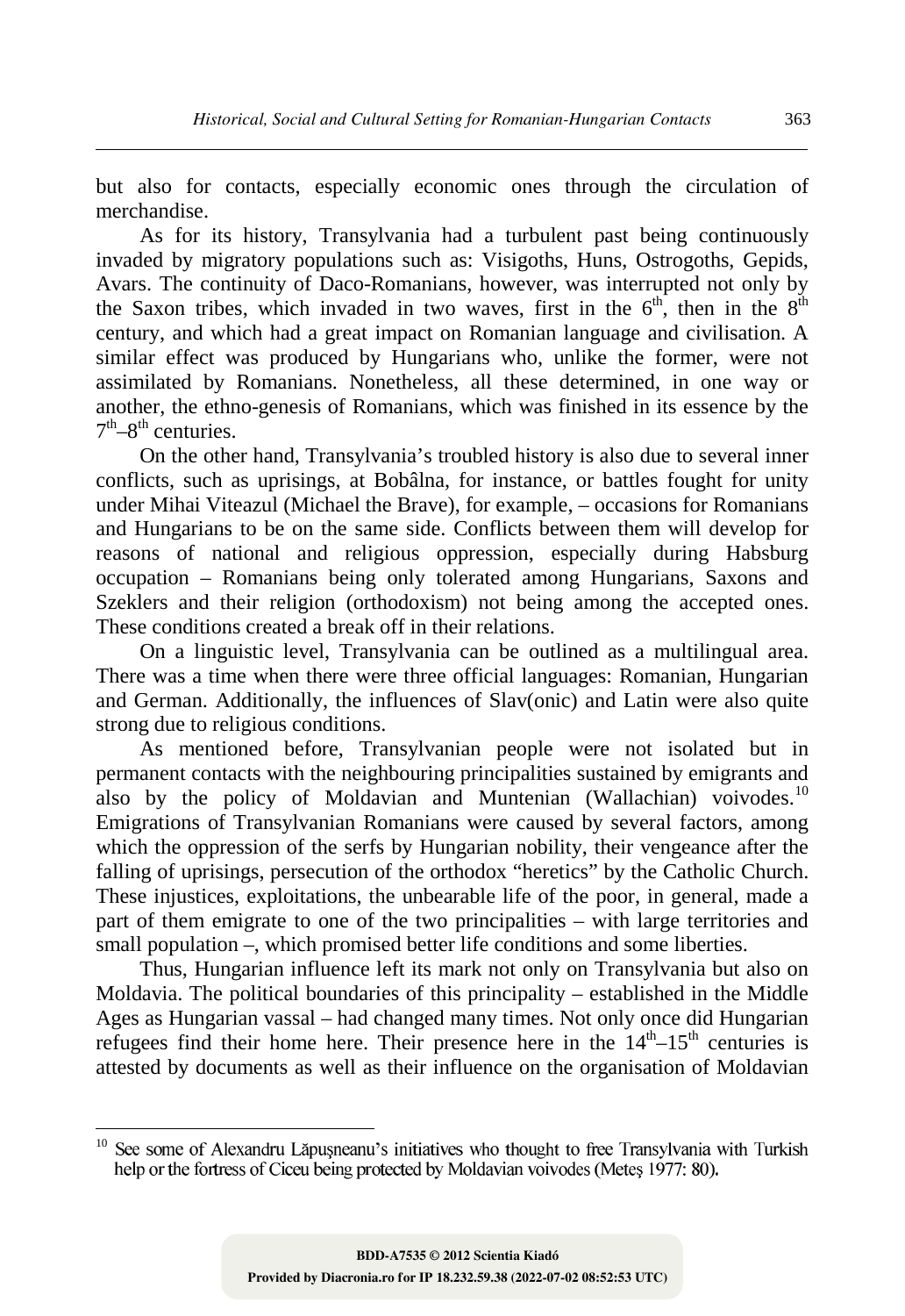but also for contacts, especially economic ones through the circulation of merchandise.

As for its history, Transylvania had a turbulent past being continuously invaded by migratory populations such as: Visigoths, Huns, Ostrogoths, Gepids, Avars. The continuity of Daco-Romanians, however, was interrupted not only by the Saxon tribes, which invaded in two waves, first in the $6^{th}$, then in the $8^{th}$ century, and which had a great impact on Romanian language and civilisation. A similar effect was produced by Hungarians who, unlike the former, were not assimilated by Romanians. Nonetheless, all these determined, in one way or another, the ethno-genesis of Romanians, which was finished in its essence by the $7^{th}$–$8^{th}$ centuries.

On the other hand, Transylvania's troubled history is also due to several inner conflicts, such as uprisings, at Bobâlna, for instance, or battles fought for unity under Mihai Viteazul (Michael the Brave), for example, – occasions for Romanians and Hungarians to be on the same side. Conflicts between them will develop for reasons of national and religious oppression, especially during Habsburg occupation – Romanians being only tolerated among Hungarians, Saxons and Szeklers and their religion (orthodoxism) not being among the accepted ones. These conditions created a break off in their relations.

On a linguistic level, Transylvania can be outlined as a multilingual area. There was a time when there were three official languages: Romanian, Hungarian and German. Additionally, the influences of Slav(onic) and Latin were also quite strong due to religious conditions.

As mentioned before, Transylvanian people were not isolated but in permanent contacts with the neighbouring principalities sustained by emigrants and also by the policy of Moldavian and Muntenian (Wallachian) voivodes.[10] Emigrations of Transylvanian Romanians were caused by several factors, among which the oppression of the serfs by Hungarian nobility, their vengeance after the falling of uprisings, persecution of the orthodox "heretics" by the Catholic Church. These injustices, exploitations, the unbearable life of the poor, in general, made a part of them emigrate to one of the two principalities – with large territories and small population –, which promised better life conditions and some liberties.

Thus, Hungarian influence left its mark not only on Transylvania but also on Moldavia. The political boundaries of this principality – established in the Middle Ages as Hungarian vassal – had changed many times. Not only once did Hungarian refugees find their home here. Their presence here in the $14^{th}$–$15^{th}$ centuries is attested by documents as well as their influence on the organisation of Moldavian

[10] See some of Alexandru Lăpușneanu's initiatives who thought to free Transylvania with Turkish help or the fortress of Ciceu being protected by Moldavian voivodes (Meteș 1977: 80).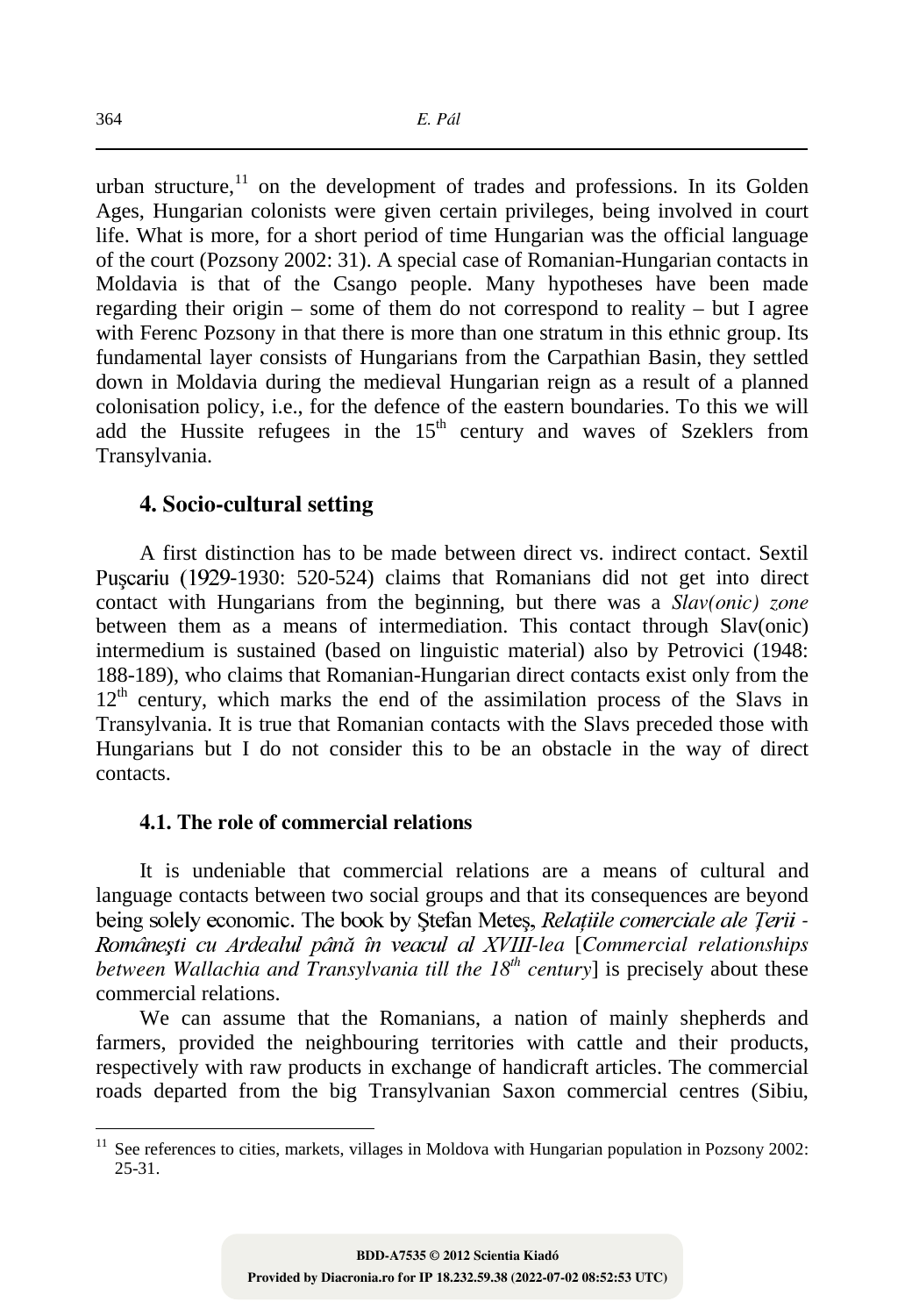urban structure,[11] on the development of trades and professions. In its Golden Ages, Hungarian colonists were given certain privileges, being involved in court life. What is more, for a short period of time Hungarian was the official language of the court (Pozsony 2002: 31). A special case of Romanian-Hungarian contacts in Moldavia is that of the Csango people. Many hypotheses have been made regarding their origin – some of them do not correspond to reality – but I agree with Ferenc Pozsony in that there is more than one stratum in this ethnic group. Its fundamental layer consists of Hungarians from the Carpathian Basin, they settled down in Moldavia during the medieval Hungarian reign as a result of a planned colonisation policy, i.e., for the defence of the eastern boundaries. To this we will add the Hussite refugees in the 15th century and waves of Szeklers from Transylvania.

## 4. Socio-cultural setting

A first distinction has to be made between direct vs. indirect contact. Sextil Puşcariu (1929-1930: 520-524) claims that Romanians did not get into direct contact with Hungarians from the beginning, but there was a *Slav(onic) zone* between them as a means of intermediation. This contact through Slav(onic) intermedium is sustained (based on linguistic material) also by Petrovici (1948: 188-189), who claims that Romanian-Hungarian direct contacts exist only from the 12th century, which marks the end of the assimilation process of the Slavs in Transylvania. It is true that Romanian contacts with the Slavs preceded those with Hungarians but I do not consider this to be an obstacle in the way of direct contacts.

### 4.1. The role of commercial relations

It is undeniable that commercial relations are a means of cultural and language contacts between two social groups and that its consequences are beyond being solely economic. The book by Ştefan Meteş, *Relaţiile comerciale ale Ţerii - Româneşti cu Ardealul până în veacul al XVIII-lea* [*Commercial relationships between Wallachia and Transylvania till the 18th century*] is precisely about these commercial relations.

We can assume that the Romanians, a nation of mainly shepherds and farmers, provided the neighbouring territories with cattle and their products, respectively with raw products in exchange of handicraft articles. The commercial roads departed from the big Transylvanian Saxon commercial centres (Sibiu,

[11] See references to cities, markets, villages in Moldova with Hungarian population in Pozsony 2002: 25-31.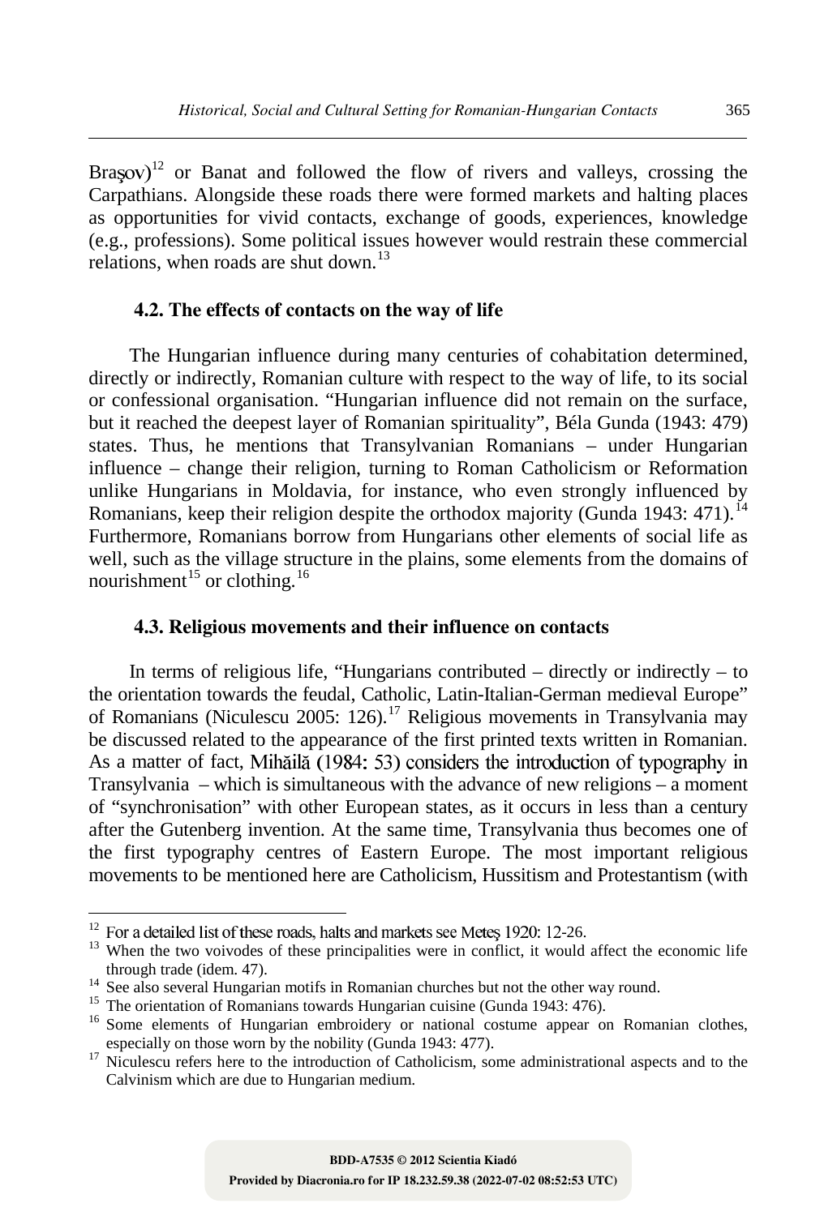Braşov)[12] or Banat and followed the flow of rivers and valleys, crossing the Carpathians. Alongside these roads there were formed markets and halting places as opportunities for vivid contacts, exchange of goods, experiences, knowledge (e.g., professions). Some political issues however would restrain these commercial relations, when roads are shut down.[13]

### 4.2. The effects of contacts on the way of life

The Hungarian influence during many centuries of cohabitation determined, directly or indirectly, Romanian culture with respect to the way of life, to its social or confessional organisation. "Hungarian influence did not remain on the surface, but it reached the deepest layer of Romanian spirituality", Béla Gunda (1943: 479) states. Thus, he mentions that Transylvanian Romanians – under Hungarian influence – change their religion, turning to Roman Catholicism or Reformation unlike Hungarians in Moldavia, for instance, who even strongly influenced by Romanians, keep their religion despite the orthodox majority (Gunda 1943: 471).[14] Furthermore, Romanians borrow from Hungarians other elements of social life as well, such as the village structure in the plains, some elements from the domains of nourishment[15] or clothing.[16]

### 4.3. Religious movements and their influence on contacts

In terms of religious life, "Hungarians contributed – directly or indirectly – to the orientation towards the feudal, Catholic, Latin-Italian-German medieval Europe" of Romanians (Niculescu 2005: 126).[17] Religious movements in Transylvania may be discussed related to the appearance of the first printed texts written in Romanian. As a matter of fact, Mihăilă (1984: 53) considers the introduction of typography in Transylvania – which is simultaneous with the advance of new religions – a moment of "synchronisation" with other European states, as it occurs in less than a century after the Gutenberg invention. At the same time, Transylvania thus becomes one of the first typography centres of Eastern Europe. The most important religious movements to be mentioned here are Catholicism, Hussitism and Protestantism (with

---

[12] For a detailed list of these roads, halts and markets see Meteş 1920: 12-26.

[13] When the two voivodes of these principalities were in conflict, it would affect the economic life through trade (idem. 47).

[14] See also several Hungarian motifs in Romanian churches but not the other way round.

[15] The orientation of Romanians towards Hungarian cuisine (Gunda 1943: 476).

[16] Some elements of Hungarian embroidery or national costume appear on Romanian clothes, especially on those worn by the nobility (Gunda 1943: 477).

[17] Niculescu refers here to the introduction of Catholicism, some administrational aspects and to the Calvinism which are due to Hungarian medium.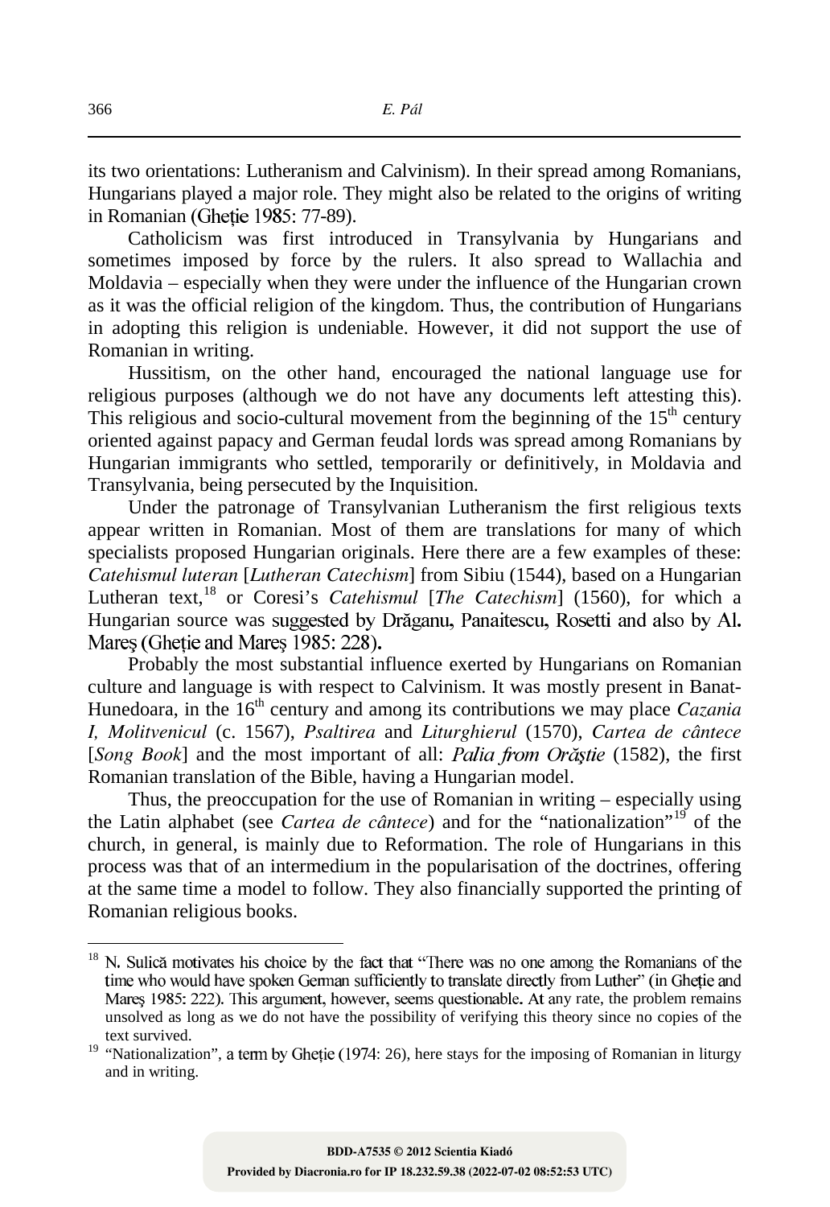its two orientations: Lutheranism and Calvinism). In their spread among Romanians, Hungarians played a major role. They might also be related to the origins of writing in Romanian (Gheție 1985: 77-89).

Catholicism was first introduced in Transylvania by Hungarians and sometimes imposed by force by the rulers. It also spread to Wallachia and Moldavia – especially when they were under the influence of the Hungarian crown as it was the official religion of the kingdom. Thus, the contribution of Hungarians in adopting this religion is undeniable. However, it did not support the use of Romanian in writing.

Hussitism, on the other hand, encouraged the national language use for religious purposes (although we do not have any documents left attesting this). This religious and socio-cultural movement from the beginning of the 15th century oriented against papacy and German feudal lords was spread among Romanians by Hungarian immigrants who settled, temporarily or definitively, in Moldavia and Transylvania, being persecuted by the Inquisition.

Under the patronage of Transylvanian Lutheranism the first religious texts appear written in Romanian. Most of them are translations for many of which specialists proposed Hungarian originals. Here there are a few examples of these: *Catehismul luteran* [*Lutheran Catechism*] from Sibiu (1544), based on a Hungarian Lutheran text,[18] or Coresi's *Catehismul* [*The Catechism*] (1560), for which a Hungarian source was suggested by Drăganu, Panaitescu, Rosetti and also by Al. Mareș (Gheție and Mareș 1985: 228).

Probably the most substantial influence exerted by Hungarians on Romanian culture and language is with respect to Calvinism. It was mostly present in Banat-Hunedoara, in the 16th century and among its contributions we may place *Cazania I, Molitvenicul* (c. 1567), *Psaltirea* and *Liturghierul* (1570), *Cartea de cântece* [*Song Book*] and the most important of all: *Palia from Orăștie* (1582), the first Romanian translation of the Bible, having a Hungarian model.

Thus, the preoccupation for the use of Romanian in writing – especially using the Latin alphabet (see *Cartea de cântece*) and for the "nationalization"[19] of the church, in general, is mainly due to Reformation. The role of Hungarians in this process was that of an intermedium in the popularisation of the doctrines, offering at the same time a model to follow. They also financially supported the printing of Romanian religious books.

---

[18] N. Sulică motivates his choice by the fact that "There was no one among the Romanians of the time who would have spoken German sufficiently to translate directly from Luther" (in Gheție and Mareș 1985: 222). This argument, however, seems questionable. At any rate, the problem remains unsolved as long as we do not have the possibility of verifying this theory since no copies of the text survived.

[19] "Nationalization", a term by Gheție (1974: 26), here stays for the imposing of Romanian in liturgy and in writing.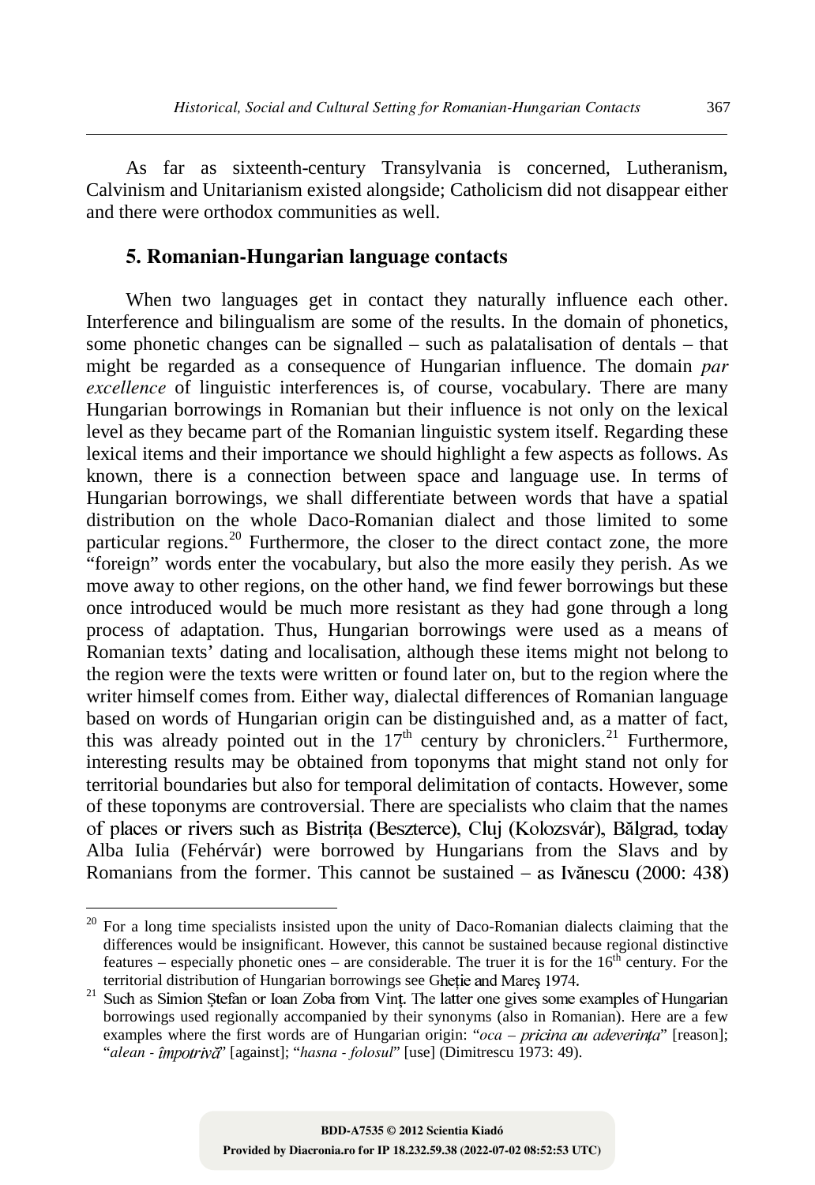As far as sixteenth-century Transylvania is concerned, Lutheranism, Calvinism and Unitarianism existed alongside; Catholicism did not disappear either and there were orthodox communities as well.

## 5. Romanian-Hungarian language contacts

When two languages get in contact they naturally influence each other. Interference and bilingualism are some of the results. In the domain of phonetics, some phonetic changes can be signalled – such as palatalisation of dentals – that might be regarded as a consequence of Hungarian influence. The domain *par excellence* of linguistic interferences is, of course, vocabulary. There are many Hungarian borrowings in Romanian but their influence is not only on the lexical level as they became part of the Romanian linguistic system itself. Regarding these lexical items and their importance we should highlight a few aspects as follows. As known, there is a connection between space and language use. In terms of Hungarian borrowings, we shall differentiate between words that have a spatial distribution on the whole Daco-Romanian dialect and those limited to some particular regions.[20] Furthermore, the closer to the direct contact zone, the more "foreign" words enter the vocabulary, but also the more easily they perish. As we move away to other regions, on the other hand, we find fewer borrowings but these once introduced would be much more resistant as they had gone through a long process of adaptation. Thus, Hungarian borrowings were used as a means of Romanian texts' dating and localisation, although these items might not belong to the region were the texts were written or found later on, but to the region where the writer himself comes from. Either way, dialectal differences of Romanian language based on words of Hungarian origin can be distinguished and, as a matter of fact, this was already pointed out in the 17th century by chroniclers.[21] Furthermore, interesting results may be obtained from toponyms that might stand not only for territorial boundaries but also for temporal delimitation of contacts. However, some of these toponyms are controversial. There are specialists who claim that the names of places or rivers such as Bistrița (Beszterce), Cluj (Kolozsvár), Bălgrad, today Alba Iulia (Fehérvár) were borrowed by Hungarians from the Slavs and by Romanians from the former. This cannot be sustained – as Ivănescu (2000: 438)

---

[20] For a long time specialists insisted upon the unity of Daco-Romanian dialects claiming that the differences would be insignificant. However, this cannot be sustained because regional distinctive features – especially phonetic ones – are considerable. The truer it is for the 16th century. For the territorial distribution of Hungarian borrowings see Gheție and Mareș 1974.

[21] Such as Simion Ștefan or Ioan Zoba from Vinț. The latter one gives some examples of Hungarian borrowings used regionally accompanied by their synonyms (also in Romanian). Here are a few examples where the first words are of Hungarian origin: "*oca – pricina au adeverința*" [reason]; "*alean - împotrivă*" [against]; "*hasna - folosul*" [use] (Dimitrescu 1973: 49).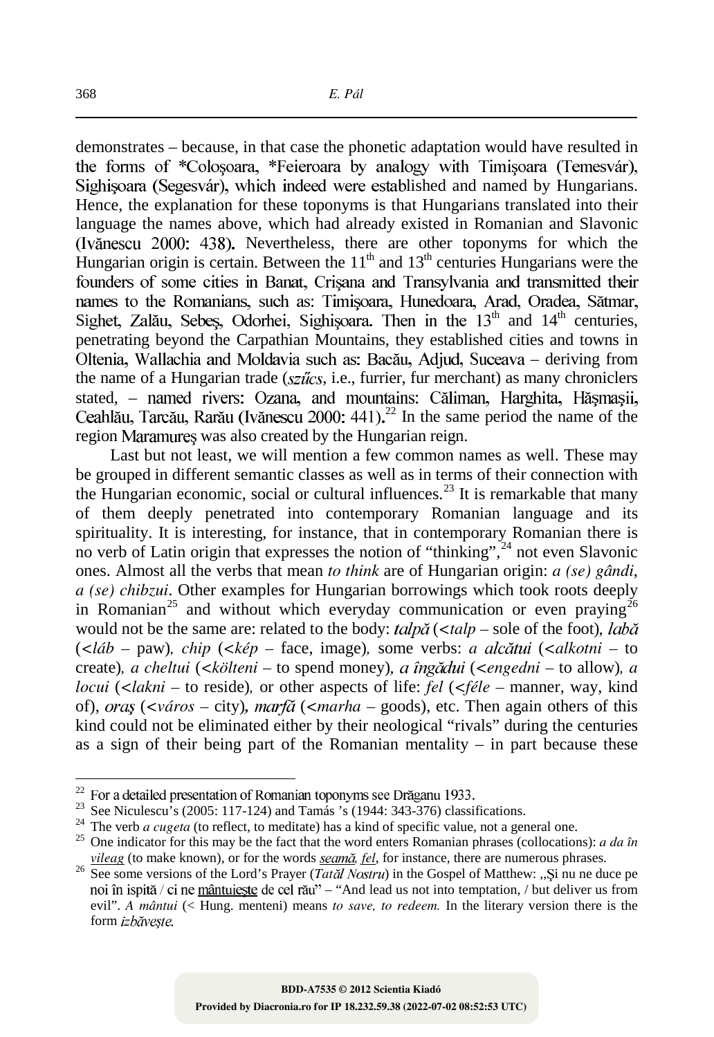demonstrates – because, in that case the phonetic adaptation would have resulted in the forms of *Coloşoara, *Feieroara by analogy with Timişoara (Temesvár), Sighişoara (Segesvár), which indeed were established and named by Hungarians. Hence, the explanation for these toponyms is that Hungarians translated into their language the names above, which had already existed in Romanian and Slavonic (Ivănescu 2000: 438). Nevertheless, there are other toponyms for which the Hungarian origin is certain. Between the 11th and 13th centuries Hungarians were the founders of some cities in Banat, Crişana and Transylvania and transmitted their names to the Romanians, such as: Timişoara, Hunedoara, Arad, Oradea, Sătmar, Sighet, Zalău, Sebeş, Odorhei, Sighişoara. Then in the 13th and 14th centuries, penetrating beyond the Carpathian Mountains, they established cities and towns in Oltenia, Wallachia and Moldavia such as: Bacău, Adjud, Suceava – deriving from the name of a Hungarian trade (*szűcs*, i.e., furrier, fur merchant) as many chroniclers stated, – named rivers: Ozana, and mountains: Căliman, Harghita, Hăşmaşii, Ceahlău, Tarcău, Rarău (Ivănescu 2000: 441).[22] In the same period the name of the region Maramureş was also created by the Hungarian reign.

Last but not least, we will mention a few common names as well. These may be grouped in different semantic classes as well as in terms of their connection with the Hungarian economic, social or cultural influences.[23] It is remarkable that many of them deeply penetrated into contemporary Romanian language and its spirituality. It is interesting, for instance, that in contemporary Romanian there is no verb of Latin origin that expresses the notion of "thinking",[24] not even Slavonic ones. Almost all the verbs that mean *to think* are of Hungarian origin: *a (se) gândi*, *a (se) chibzui*. Other examples for Hungarian borrowings which took roots deeply in Romanian[25] and without which everyday communication or even praying[26] would not be the same are: related to the body: *talpă* (<*talp* – sole of the foot), *labă* (<*láb* – paw), *chip* (<*kép* – face, image), some verbs: *a alcătui* (<*alkotni* – to create), *a cheltui* (<*költeni* – to spend money), *a îngădui* (<*engedni* – to allow), *a locui* (<*lakni* – to reside), or other aspects of life: *fel* (<*féle* – manner, way, kind of), *oraş* (<*város* – city), *marfă* (<*marha* – goods), etc. Then again others of this kind could not be eliminated either by their neological "rivals" during the centuries as a sign of their being part of the Romanian mentality – in part because these

---

[22] For a detailed presentation of Romanian toponyms see Drăganu 1933.

[23] See Niculescu's (2005: 117-124) and Tamás 's (1944: 343-376) classifications.

[24] The verb *a cugeta* (to reflect, to meditate) has a kind of specific value, not a general one.

[25] One indicator for this may be the fact that the word enters Romanian phrases (collocations): *a da în vileag* (to make known), or for the words *seamă, fel*, for instance, there are numerous phrases.

[26] See some versions of the Lord's Prayer (*Tatăl Nostru*) in the Gospel of Matthew: „Şi nu ne duce pe noi în ispită / ci ne mântuieşte de cel rău" – "And lead us not into temptation, / but deliver us from evil". *A mântui* (< Hung. menteni) means *to save, to redeem.* In the literary version there is the form *izbăveşte*.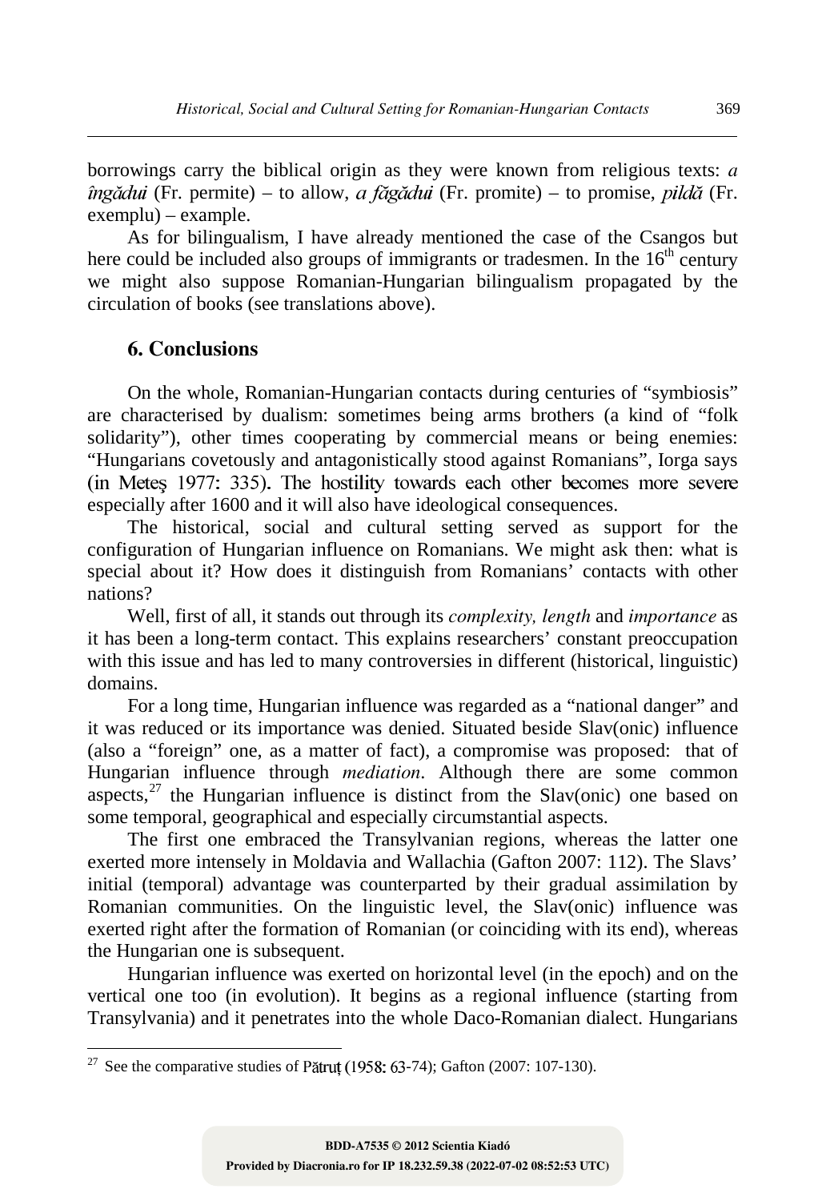borrowings carry the biblical origin as they were known from religious texts: *a îngădui* (Fr. permite) – to allow, *a făgădui* (Fr. promite) – to promise, *pildă* (Fr. exemplu) – example.

As for bilingualism, I have already mentioned the case of the Csangos but here could be included also groups of immigrants or tradesmen. In the 16th century we might also suppose Romanian-Hungarian bilingualism propagated by the circulation of books (see translations above).

## 6. Conclusions

On the whole, Romanian-Hungarian contacts during centuries of "symbiosis" are characterised by dualism: sometimes being arms brothers (a kind of "folk solidarity"), other times cooperating by commercial means or being enemies: "Hungarians covetously and antagonistically stood against Romanians", Iorga says (in Meteş 1977: 335). The hostility towards each other becomes more severe especially after 1600 and it will also have ideological consequences.

The historical, social and cultural setting served as support for the configuration of Hungarian influence on Romanians. We might ask then: what is special about it? How does it distinguish from Romanians' contacts with other nations?

Well, first of all, it stands out through its *complexity, length* and *importance* as it has been a long-term contact. This explains researchers' constant preoccupation with this issue and has led to many controversies in different (historical, linguistic) domains.

For a long time, Hungarian influence was regarded as a "national danger" and it was reduced or its importance was denied. Situated beside Slav(onic) influence (also a "foreign" one, as a matter of fact), a compromise was proposed: that of Hungarian influence through *mediation*. Although there are some common aspects,[27] the Hungarian influence is distinct from the Slav(onic) one based on some temporal, geographical and especially circumstantial aspects.

The first one embraced the Transylvanian regions, whereas the latter one exerted more intensely in Moldavia and Wallachia (Gafton 2007: 112). The Slavs' initial (temporal) advantage was counterparted by their gradual assimilation by Romanian communities. On the linguistic level, the Slav(onic) influence was exerted right after the formation of Romanian (or coinciding with its end), whereas the Hungarian one is subsequent.

Hungarian influence was exerted on horizontal level (in the epoch) and on the vertical one too (in evolution). It begins as a regional influence (starting from Transylvania) and it penetrates into the whole Daco-Romanian dialect. Hungarians

[27] See the comparative studies of Pătruţ (1958: 63-74); Gafton (2007: 107-130).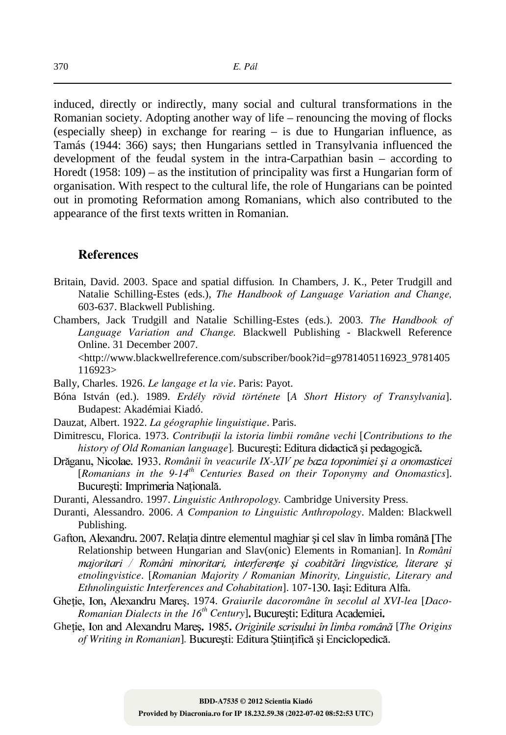induced, directly or indirectly, many social and cultural transformations in the Romanian society. Adopting another way of life – renouncing the moving of flocks (especially sheep) in exchange for rearing – is due to Hungarian influence, as Tamás (1944: 366) says; then Hungarians settled in Transylvania influenced the development of the feudal system in the intra-Carpathian basin – according to Horedt (1958: 109) – as the institution of principality was first a Hungarian form of organisation. With respect to the cultural life, the role of Hungarians can be pointed out in promoting Reformation among Romanians, which also contributed to the appearance of the first texts written in Romanian.

## References

Britain, David. 2003. Space and spatial diffusion. In Chambers, J. K., Peter Trudgill and Natalie Schilling-Estes (eds.), *The Handbook of Language Variation and Change,* 603-637. Blackwell Publishing.

Chambers, Jack Trudgill and Natalie Schilling-Estes (eds.). 2003. *The Handbook of Language Variation and Change.* Blackwell Publishing - Blackwell Reference Online. 31 December 2007.
<http://www.blackwellreference.com/subscriber/book?id=g9781405116923_9781405116923>

Bally, Charles. 1926. *Le langage et la vie*. Paris: Payot.

Bóna István (ed.). 1989. *Erdély rövid története* [*A Short History of Transylvania*]. Budapest: Akadémiai Kiadó.

Dauzat, Albert. 1922. *La géographie linguistique*. Paris.

Dimitrescu, Florica. 1973. *Contribuții la istoria limbii române vechi* [*Contributions to the history of Old Romanian language*]. București: Editura didactică și pedagogică.

Drăganu, Nicolae. 1933. *Românii în veacurile IX-XIV pe baza toponimiei și a onomasticei* [*Romanians in the 9-14th Centuries Based on their Toponymy and Onomastics*]. București: Imprimeria Națională.

Duranti, Alessandro. 1997. *Linguistic Anthropology.* Cambridge University Press.

Duranti, Alessandro. 2006. *A Companion to Linguistic Anthropology*. Malden: Blackwell Publishing.

Gafton, Alexandru. 2007. Relația dintre elementul maghiar și cel slav în limba română [The Relationship between Hungarian and Slav(onic) Elements in Romanian]. In *Români majoritari / Români minoritari, interferențe și coabitări lingvistice, literare și etnolingvistice*. [*Romanian Majority / Romanian Minority, Linguistic, Literary and Ethnolinguistic Interferences and Cohabitation*]. 107-130. Iași: Editura Alfa.

Gheție, Ion, Alexandru Mareș. 1974. *Graiurile dacoromâne în secolul al XVI-lea* [*Daco-Romanian Dialects in the 16th Century*]. București: Editura Academiei.

Gheție, Ion and Alexandru Mareș. 1985. *Originile scrisului în limba română* [*The Origins of Writing in Romanian*]. București: Editura Științifică și Enciclopedică.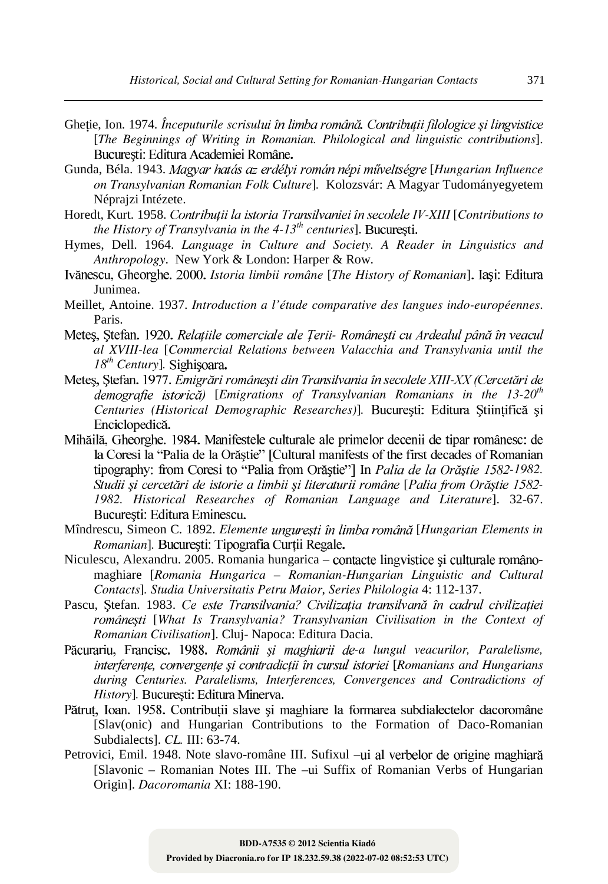Gheție, Ion. 1974. *Începuturile scrisului în limba română. Contribuții filologice și lingvistice* [*The Beginnings of Writing in Romanian. Philological and linguistic contributions*]. București: Editura Academiei Române.

Gunda, Béla. 1943. *Magyar hatás az erdélyi román népi műveltségre* [*Hungarian Influence on Transylvanian Romanian Folk Culture*]. Kolozsvár: A Magyar Tudományegyetem Néprajzi Intézete.

Horedt, Kurt. 1958. *Contribuții la istoria Transilvaniei în secolele IV-XIII* [*Contributions to the History of Transylvania in the 4-13th centuries*]. București.

Hymes, Dell. 1964. *Language in Culture and Society. A Reader in Linguistics and Anthropology*. New York & London: Harper & Row.

Ivănescu, Gheorghe. 2000. *Istoria limbii române* [*The History of Romanian*]. Iași: Editura Junimea.

Meillet, Antoine. 1937. *Introduction a l'étude comparative des langues indo-européennes*. Paris.

Meteș, Ștefan. 1920. *Relațiile comerciale ale Țerii- Românești cu Ardealul până în veacul al XVIII-lea* [*Commercial Relations between Valacchia and Transylvania until the 18th Century*]. Sighișoara.

Meteș, Ștefan. 1977. *Emigrări românești din Transilvania în secolele XIII-XX (Cercetări de demografie istorică)* [*Emigrations of Transylvanian Romanians in the 13-20th Centuries (Historical Demographic Researches)*]. București: Editura Științifică și Enciclopedică.

Mihăilă, Gheorghe. 1984. Manifestele culturale ale primelor decenii de tipar românesc: de la Coresi la "Palia de la Orăștie" [Cultural manifests of the first decades of Romanian tipography: from Coresi to "Palia from Orăștie"] In *Palia de la Orăștie 1582-1982. Studii și cercetări de istorie a limbii și literaturii române* [*Palia from Orăștie 1582-1982. Historical Researches of Romanian Language and Literature*]. 32-67. București: Editura Eminescu.

Mîndrescu, Simeon C. 1892. *Elemente unguresți în limba română* [*Hungarian Elements in Romanian*]. București: Tipografia Curții Regale.

Niculescu, Alexandru. 2005. Romania hungarica – contacte lingvistice și culturale româno-maghiare [*Romania Hungarica – Romanian-Hungarian Linguistic and Cultural Contacts*]. *Studia Universitatis Petru Maior, Series Philologia* 4: 112-137.

Pascu, Ștefan. 1983. *Ce este Transilvania? Civilizația transilvană în cadrul civilizației românești* [*What Is Transylvania? Transylvanian Civilisation in the Context of Romanian Civilisation*]. Cluj- Napoca: Editura Dacia.

Păcurariu, Francisc. 1988. *Românii și maghiarii de-a lungul veacurilor, Paralelisme, interferențe, convergențe și contradicții în cursul istoriei* [*Romanians and Hungarians during Centuries. Paralelisms, Interferences, Convergences and Contradictions of History*]. București: Editura Minerva.

Pătruț, Ioan. 1958. Contribuții slave și maghiare la formarea subdialectelor dacoromâne [Slav(onic) and Hungarian Contributions to the Formation of Daco-Romanian Subdialects]. *CL.* III: 63-74.

Petrovici, Emil. 1948. Note slavo-române III. Sufixul –ui al verbelor de origine maghiară [Slavonic – Romanian Notes III. The –ui Suffix of Romanian Verbs of Hungarian Origin]. *Dacoromania* XI: 188-190.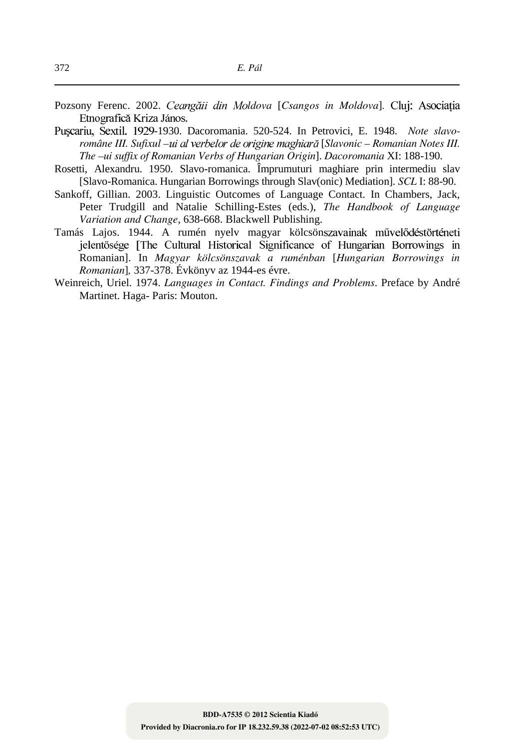Pozsony Ferenc. 2002. *Ceangăii din Moldova* [*Csangos in Moldova*]. Cluj: Asociația Etnografică Kriza János.

Puşcariu, Sextil. 1929-1930. Dacoromania. 520-524. In Petrovici, E. 1948. *Note slavo-române III. Sufixul –ui al verbelor de origine maghiară* [*Slavonic – Romanian Notes III. The –ui suffix of Romanian Verbs of Hungarian Origin*]. *Dacoromania* XI: 188-190.

Rosetti, Alexandru. 1950. Slavo-romanica. Împrumuturi maghiare prin intermediu slav [Slavo-Romanica. Hungarian Borrowings through Slav(onic) Mediation]. *SCL* I: 88-90.

Sankoff, Gillian. 2003. Linguistic Outcomes of Language Contact. In Chambers, Jack, Peter Trudgill and Natalie Schilling-Estes (eds.), *The Handbook of Language Variation and Change*, 638-668. Blackwell Publishing.

Tamás Lajos. 1944. A rumén nyelv magyar kölcsönszavainak művelődéstörténeti jelentősége [The Cultural Historical Significance of Hungarian Borrowings in Romanian]. In *Magyar kölcsönszavak a ruménban* [*Hungarian Borrowings in Romanian*], 337-378. Évkönyv az 1944-es évre.

Weinreich, Uriel. 1974. *Languages in Contact. Findings and Problems*. Preface by André Martinet. Haga- Paris: Mouton.